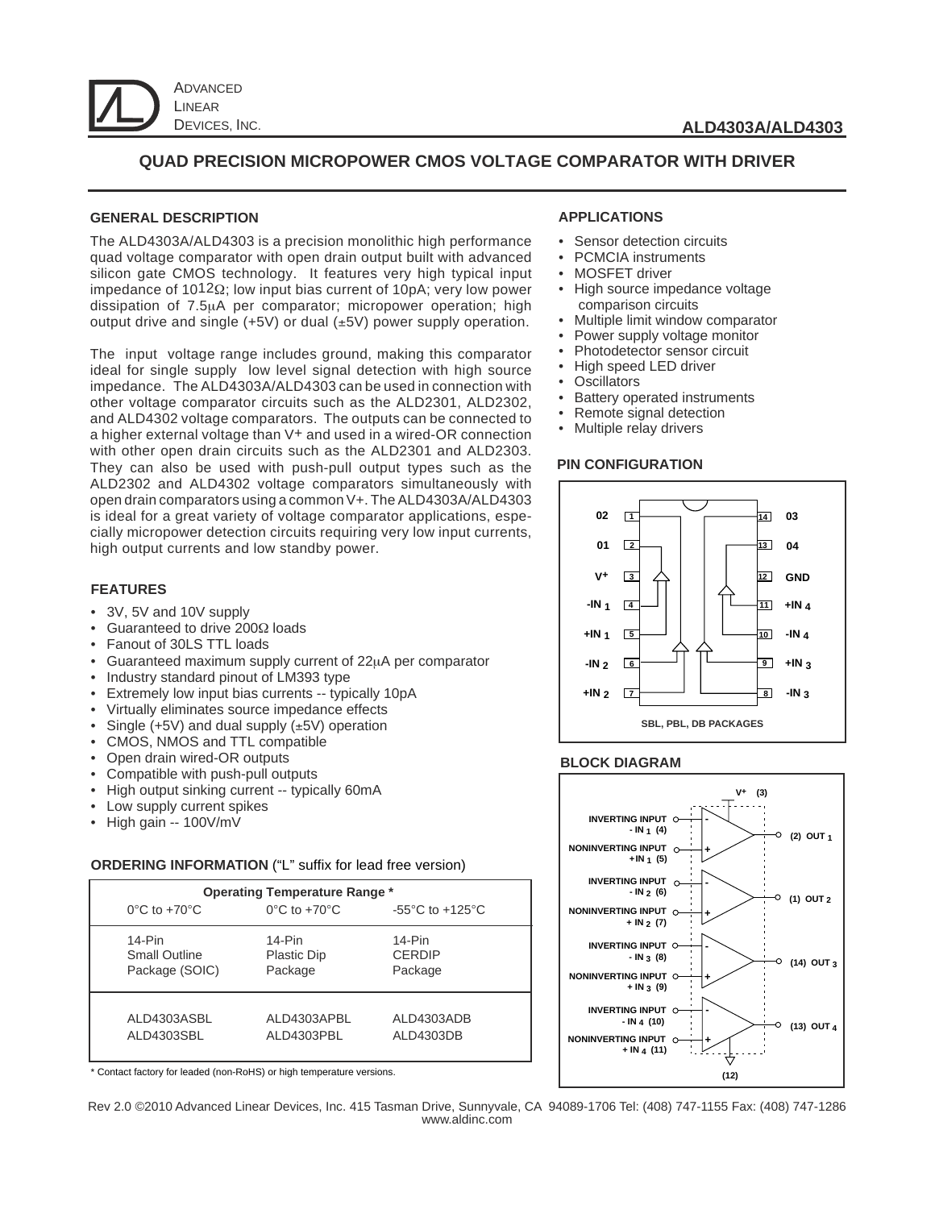ADVANCED LINEAR DEVICES, INC.

**ALD4303A/ALD4303**

# QUAD PRECISION MICROPOWER CMOS VOLTAGE COMPARATOR WITH DRIVER

## GENERAL DESCRIPTION

The ALD4303A/ALD4303 is a precision monolithic high performance quad voltage comparator with open drain output built with advanced silicon gate CMOS technology. It features very high typical input impedance of $10^{12}\Omega$; low input bias current of 10pA; very low power dissipation of 7.5μA per comparator; micropower operation; high output drive and single (+5V) or dual (±5V) power supply operation.

The input voltage range includes ground, making this comparator ideal for single supply low level signal detection with high source impedance. The ALD4303A/ALD4303 can be used in connection with other voltage comparator circuits such as the ALD2301, ALD2302, and ALD4302 voltage comparators. The outputs can be connected to a higher external voltage than V+ and used in a wired-OR connection with other open drain circuits such as the ALD2301 and ALD2303. They can also be used with push-pull output types such as the ALD2302 and ALD4302 voltage comparators simultaneously with open drain comparators using a common V+. The ALD4303A/ALD4303 is ideal for a great variety of voltage comparator applications, especially micropower detection circuits requiring very low input currents, high output currents and low standby power.

## FEATURES

- 3V, 5V and 10V supply
- Guaranteed to drive 200Ω loads
- Fanout of 30LS TTL loads
- Guaranteed maximum supply current of 22μA per comparator
- Industry standard pinout of LM393 type
- Extremely low input bias currents -- typically 10pA
- Virtually eliminates source impedance effects
- Single (+5V) and dual supply (±5V) operation
- CMOS, NMOS and TTL compatible
- Open drain wired-OR outputs
- Compatible with push-pull outputs
- High output sinking current -- typically 60mA
- Low supply current spikes
- High gain -- 100V/mV

## ORDERING INFORMATION ("L" suffix for lead free version)

| Operating Temperature Range * | | |
|---|---|---|
| 0°C to +70°C | 0°C to +70°C | -55°C to +125°C |
| 14-Pin Small Outline Package (SOIC) | 14-Pin Plastic Dip Package | 14-Pin CERDIP Package |
| ALD4303ASBL<br>ALD4303SBL | ALD4303APBL<br>ALD4303PBL | ALD4303ADB<br>ALD4303DB |

\* Contact factory for leaded (non-RoHS) or high temperature versions.

## APPLICATIONS

- Sensor detection circuits
- PCMCIA instruments
- MOSFET driver
- High source impedance voltage comparison circuits
- Multiple limit window comparator
- Power supply voltage monitor
- Photodetector sensor circuit
- High speed LED driver
- Oscillators
- Battery operated instruments
- Remote signal detection
- Multiple relay drivers

## PIN CONFIGURATION

| Pin | Name | Pin | Name |
|---|---|---|---|
| 1 | 02 | 14 | 03 |
| 2 | 01 | 13 | 04 |
| 3 | V+ | 12 | GND |
| 4 | -IN 1 | 11 | +IN 4 |
| 5 | +IN 1 | 10 | -IN 4 |
| 6 | -IN 2 | 9 | +IN 3 |
| 7 | +IN 2 | 8 | -IN 3 |

SBL, PBL, DB PACKAGES

## BLOCK DIAGRAM

V+ (3)

- INVERTING INPUT - IN 1 (4); NONINVERTING INPUT +IN 1 (5) → (2) OUT 1
- INVERTING INPUT - IN 2 (6); NONINVERTING INPUT + IN 2 (7) → (1) OUT 2
- INVERTING INPUT - IN 3 (8); NONINVERTING INPUT + IN 3 (9) → (14) OUT 3
- INVERTING INPUT - IN 4 (10); NONINVERTING INPUT + IN 4 (11) → (13) OUT 4

(12)

Rev 2.0 ©2010 Advanced Linear Devices, Inc. 415 Tasman Drive, Sunnyvale, CA 94089-1706 Tel: (408) 747-1155 Fax: (408) 747-1286 www.aldinc.com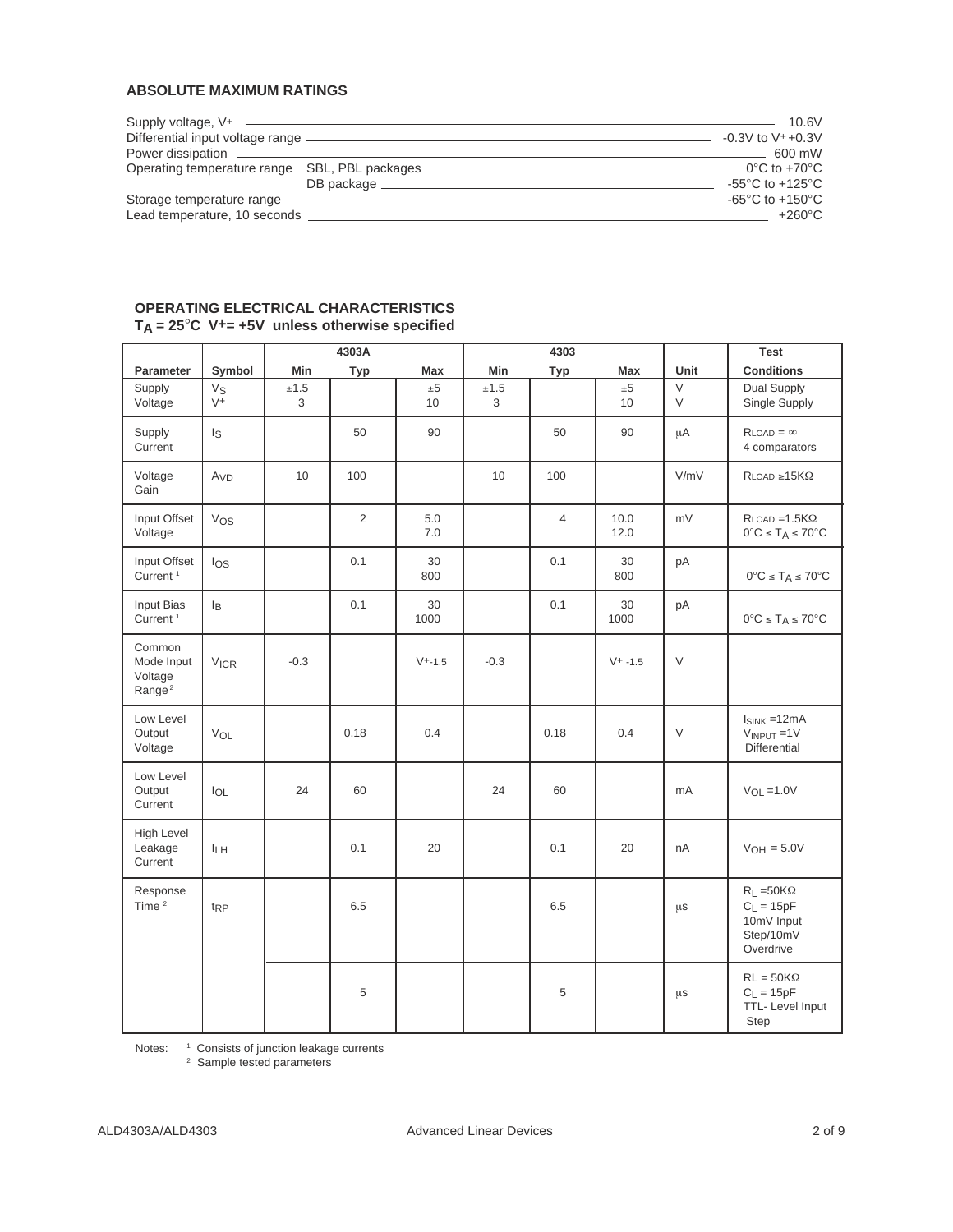## ABSOLUTE MAXIMUM RATINGS

| | | |
|---|---|---|
| Supply voltage, $V^+$ | | 10.6V |
| Differential input voltage range | | -0.3V to $V^+$+0.3V |
| Power dissipation | | 600 mW |
| Operating temperature range | SBL, PBL packages | 0°C to +70°C |
| | DB package | -55°C to +125°C |
| Storage temperature range | | -65°C to +150°C |
| Lead temperature, 10 seconds | | +260°C |

## OPERATING ELECTRICAL CHARACTERISTICS

**$T_A$ = 25°C $V^+$= +5V unless otherwise specified**

| | | 4303A | | | 4303 | | | | Test |
|---|---|---|---|---|---|---|---|---|---|
| **Parameter** | **Symbol** | **Min** | **Typ** | **Max** | **Min** | **Typ** | **Max** | **Unit** | **Conditions** |
| Supply Voltage | $V_S$ / $V^+$ | ±1.5 / 3 | | ±5 / 10 | ±1.5 / 3 | | ±5 / 10 | V / V | Dual Supply / Single Supply |
| Supply Current | $I_S$ | | 50 | 90 | | 50 | 90 | µA | $R_{LOAD} = \infty$ 4 comparators |
| Voltage Gain | $A_{VD}$ | 10 | 100 | | 10 | 100 | | V/mV | $R_{LOAD} \geq 15K\Omega$ |
| Input Offset Voltage | $V_{OS}$ | | 2 | 5.0 / 7.0 | | 4 | 10.0 / 12.0 | mV | $R_{LOAD}$ =1.5KΩ / 0°C ≤ $T_A$ ≤ 70°C |
| Input Offset Current [1] | $I_{OS}$ | | 0.1 | 30 / 800 | | 0.1 | 30 / 800 | pA | 0°C ≤ $T_A$ ≤ 70°C |
| Input Bias Current [1] | $I_B$ | | 0.1 | 30 / 1000 | | 0.1 | 30 / 1000 | pA | 0°C ≤ $T_A$ ≤ 70°C |
| Common Mode Input Voltage Range [2] | $V_{ICR}$ | -0.3 | | $V^+$-1.5 | -0.3 | | $V^+$ -1.5 | V | |
| Low Level Output Voltage | $V_{OL}$ | | 0.18 | 0.4 | | 0.18 | 0.4 | V | $I_{SINK}$ =12mA $V_{INPUT}$ =1V Differential |
| Low Level Output Current | $I_{OL}$ | 24 | 60 | | 24 | 60 | | mA | $V_{OL}$ =1.0V |
| High Level Leakage Current | $I_{LH}$ | | 0.1 | 20 | | 0.1 | 20 | nA | $V_{OH}$ = 5.0V |
| Response Time [2] | $t_{RP}$ | | 6.5 | | | 6.5 | | µs | $R_L$ =50KΩ $C_L$ = 15pF 10mV Input Step/10mV Overdrive |
| | | | 5 | | | 5 | | µs | RL = 50KΩ $C_L$ = 15pF TTL- Level Input Step |

Notes: [1] Consists of junction leakage currents
[2] Sample tested parameters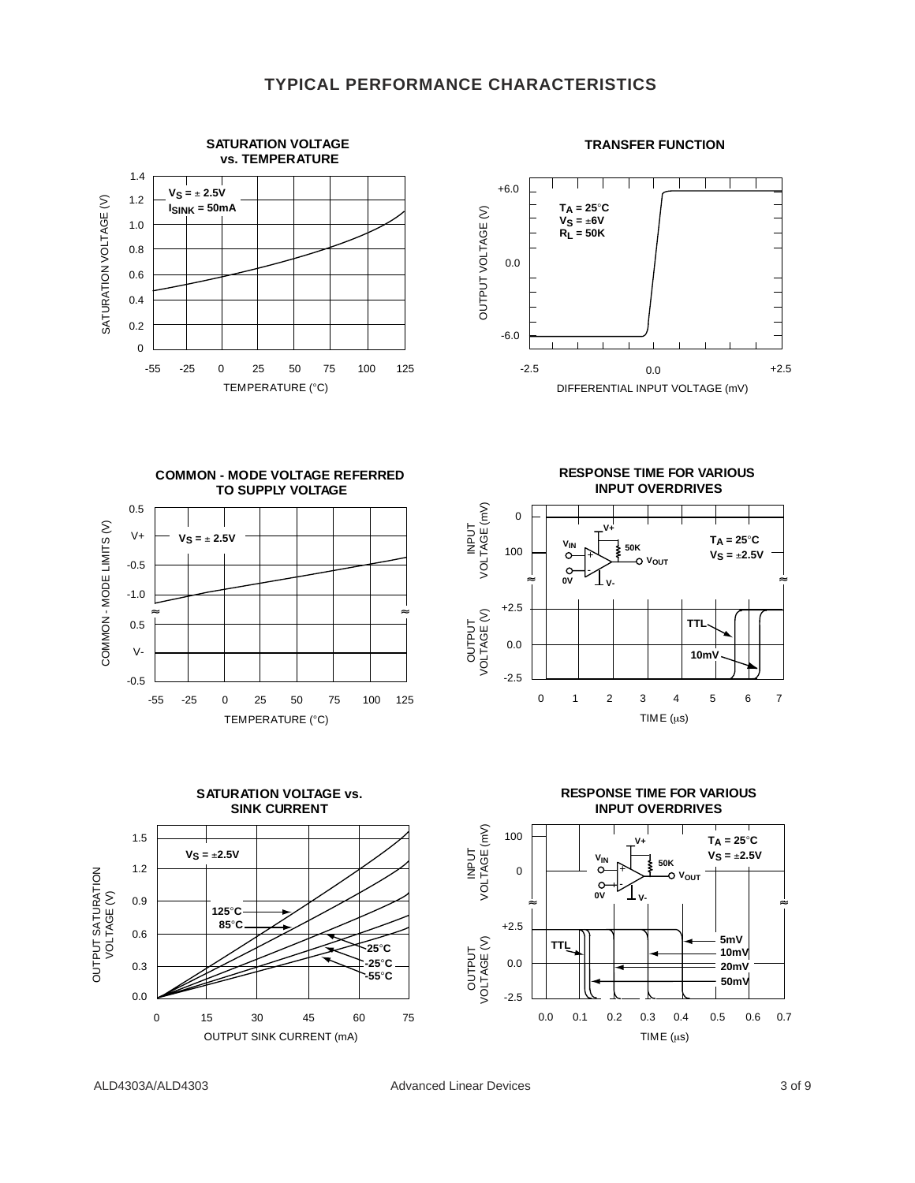## TYPICAL PERFORMANCE CHARACTERISTICS

### SATURATION VOLTAGE vs. TEMPERATURE

$V_S = \pm 2.5V$
$I_{SINK} = 50mA$

SATURATION VOLTAGE (V): 0, 0.2, 0.4, 0.6, 0.8, 1.0, 1.2, 1.4

TEMPERATURE (°C): -55, -25, 0, 25, 50, 75, 100, 125

### TRANSFER FUNCTION

$T_A = 25°C$
$V_S = \pm 6V$
$R_L = 50K$

OUTPUT VOLTAGE (V): -6.0, 0.0, +6.0

DIFFERENTIAL INPUT VOLTAGE (mV): -2.5, 0.0, +2.5

### COMMON - MODE VOLTAGE REFERRED TO SUPPLY VOLTAGE

$V_S = \pm 2.5V$

COMMON - MODE LIMITS (V): 0.5, V+, -0.5, -1.0, 0.5, V-, -0.5

TEMPERATURE (°C): -55, -25, 0, 25, 50, 75, 100, 125

### RESPONSE TIME FOR VARIOUS INPUT OVERDRIVES

$T_A = 25°C$
$V_S = \pm 2.5V$

$V_{IN}$, 0V, V+, V-, 50K, $V_{OUT}$

INPUT VOLTAGE (mV): 0, 100

OUTPUT VOLTAGE (V): +2.5, 0.0, -2.5

TTL, 10mV

TIME (µs): 0, 1, 2, 3, 4, 5, 6, 7

### SATURATION VOLTAGE vs. SINK CURRENT

$V_S = \pm 2.5V$

125°C, 85°C, 25°C, -25°C, -55°C

OUTPUT SATURATION VOLTAGE (V): 0.0, 0.3, 0.6, 0.9, 1.2, 1.5

OUTPUT SINK CURRENT (mA): 0, 15, 30, 45, 60, 75

### RESPONSE TIME FOR VARIOUS INPUT OVERDRIVES

$T_A = 25°C$
$V_S = \pm 2.5V$

$V_{IN}$, 0V, V+, V-, 50K, $V_{OUT}$

INPUT VOLTAGE (mV): 100, 0

OUTPUT VOLTAGE (V): +2.5, 0.0, -2.5

TTL, 5mV, 10mV, 20mV, 50mV

TIME (µs): 0.0, 0.1, 0.2, 0.3, 0.4, 0.5, 0.6, 0.7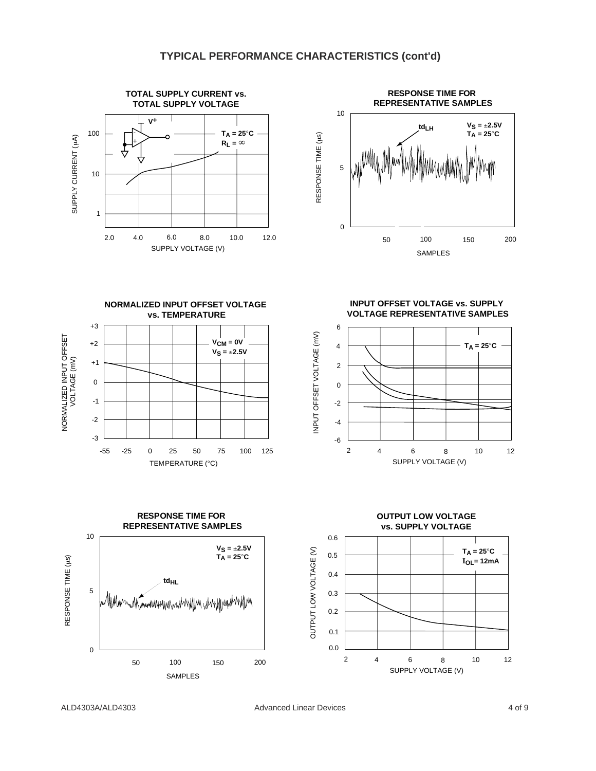## TYPICAL PERFORMANCE CHARACTERISTICS (cont'd)

**TOTAL SUPPLY CURRENT vs. TOTAL SUPPLY VOLTAGE**

$V^+$

$T_A = 25°C$
$R_L = \infty$

SUPPLY CURRENT (μA)

SUPPLY VOLTAGE (V)

**RESPONSE TIME FOR REPRESENTATIVE SAMPLES**

$td_{LH}$

$V_S = \pm 2.5V$
$T_A = 25°C$

RESPONSE TIME (μs)

SAMPLES

**NORMALIZED INPUT OFFSET VOLTAGE vs. TEMPERATURE**

$V_{CM} = 0V$
$V_S = \pm 2.5V$

NORMALIZED INPUT OFFSET VOLTAGE (mV)

TEMPERATURE (°C)

**INPUT OFFSET VOLTAGE vs. SUPPLY VOLTAGE REPRESENTATIVE SAMPLES**

$T_A = 25°C$

INPUT OFFSET VOLTAGE (mV)

SUPPLY VOLTAGE (V)

**RESPONSE TIME FOR REPRESENTATIVE SAMPLES**

$V_S = \pm 2.5V$
$T_A = 25°C$

$td_{HL}$

RESPONSE TIME (μs)

SAMPLES

**OUTPUT LOW VOLTAGE vs. SUPPLY VOLTAGE**

$T_A = 25°C$
$I_{OL} = 12mA$

OUTPUT LOW VOLTAGE (V)

SUPPLY VOLTAGE (V)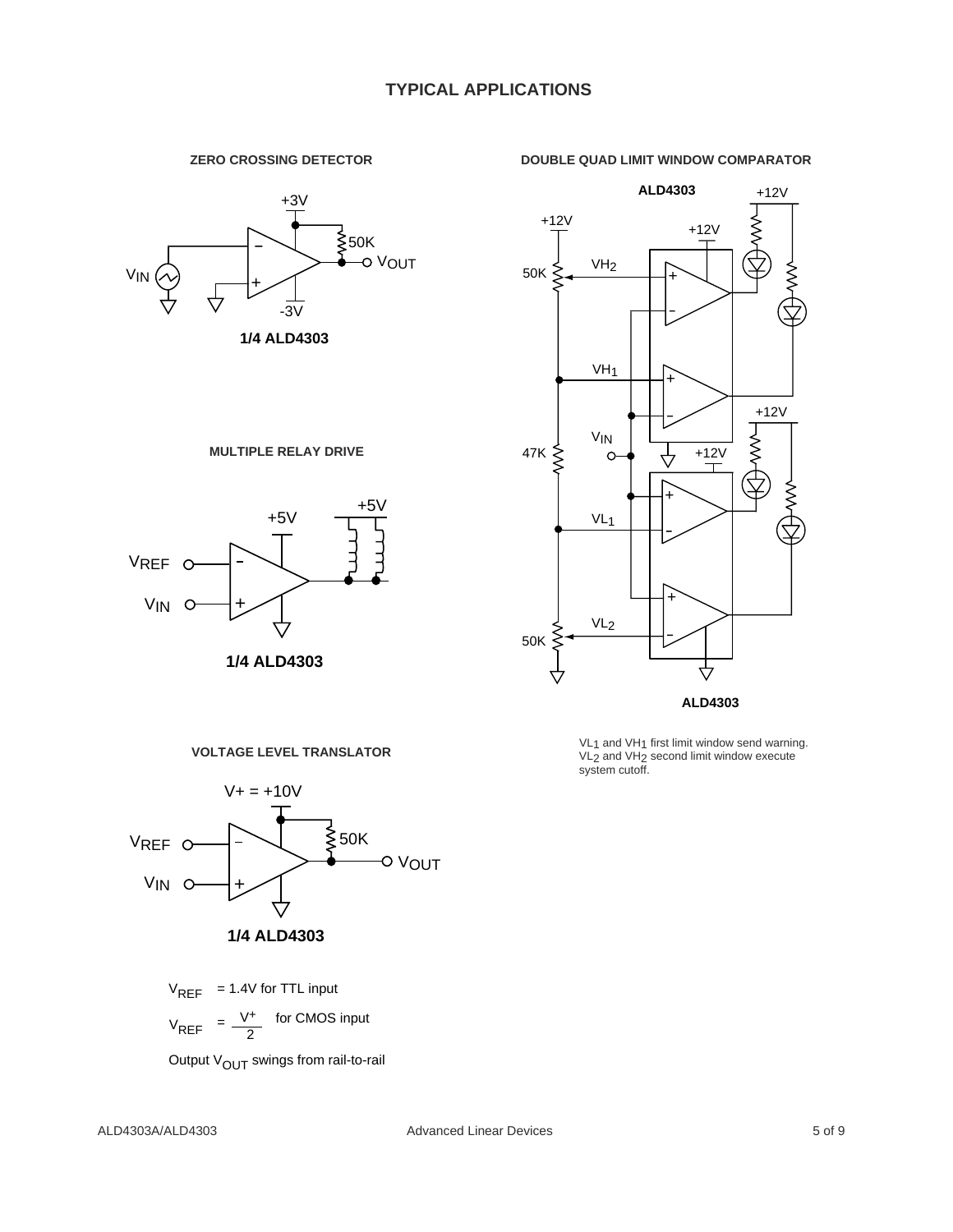# TYPICAL APPLICATIONS

### ZERO CROSSING DETECTOR

+3V, 50K, $V_{OUT}$, $V_{IN}$, -3V

**1/4 ALD4303**

### MULTIPLE RELAY DRIVE

+5V, +5V, $V_{REF}$, $V_{IN}$

**1/4 ALD4303**

### VOLTAGE LEVEL TRANSLATOR

V+ = +10V, 50K, $V_{REF}$, $V_{IN}$, $V_{OUT}$

**1/4 ALD4303**

$V_{REF}$ = 1.4V for TTL input

$V_{REF} = \frac{V^+}{2}$ for CMOS input

Output $V_{OUT}$ swings from rail-to-rail

### DOUBLE QUAD LIMIT WINDOW COMPARATOR

**ALD4303**

+12V, 50K, $VH_2$, $VH_1$, 47K, $V_{IN}$, $VL_1$, $VL_2$, 50K

**ALD4303**

$VL_1$ and $VH_1$ first limit window send warning. $VL_2$ and $VH_2$ second limit window execute system cutoff.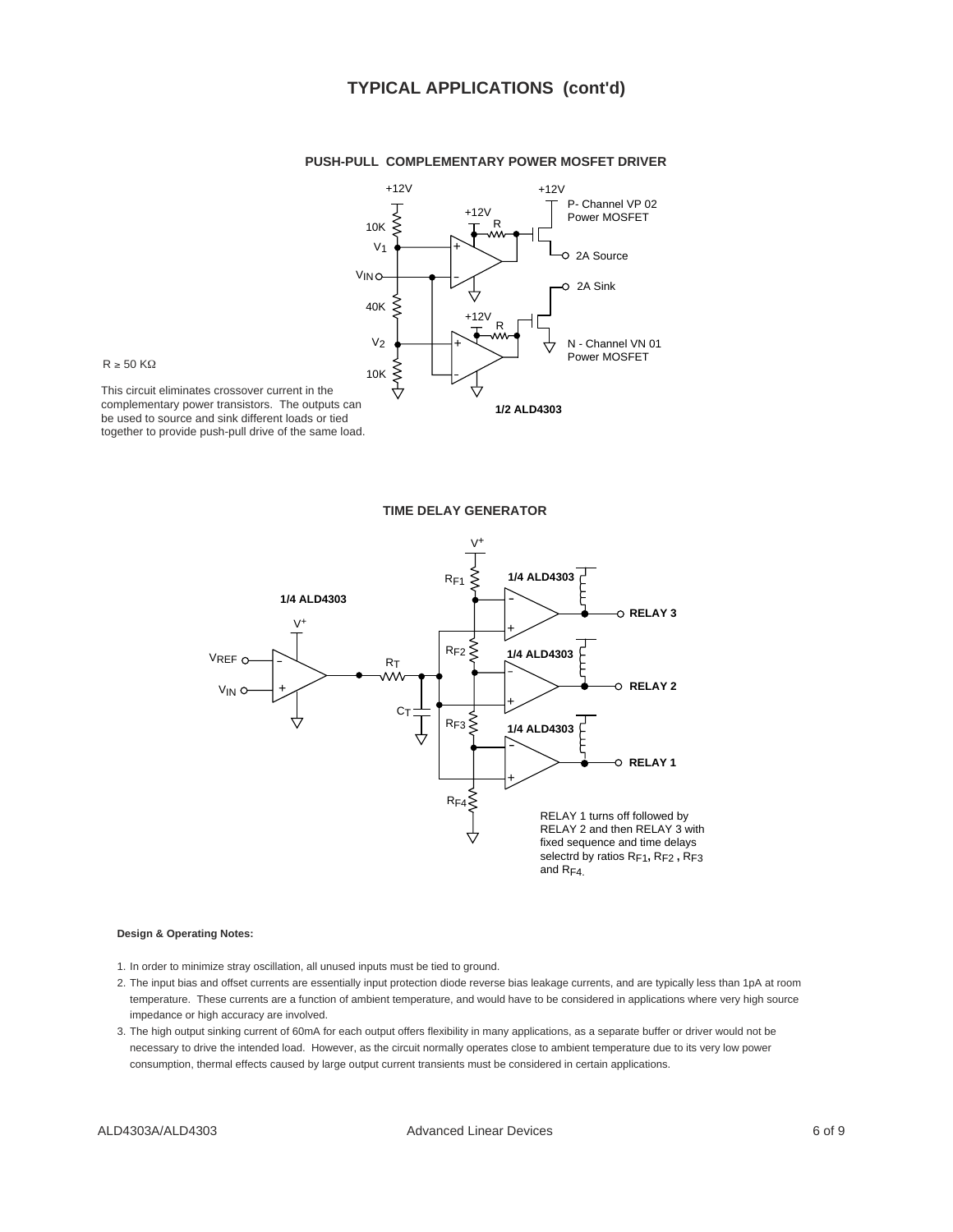## TYPICAL APPLICATIONS (cont'd)

### PUSH-PULL COMPLEMENTARY POWER MOSFET DRIVER

+12V

10K

$V_1$

$V_{IN}$

40K

$V_2$

10K

+12V

R

+12V

R

+12V

P- Channel VP 02 Power MOSFET

2A Source

2A Sink

N - Channel VN 01 Power MOSFET

1/2 ALD4303

$R \geq 50\ K\Omega$

This circuit eliminates crossover current in the complementary power transistors. The outputs can be used to source and sink different loads or tied together to provide push-pull drive of the same load.

### TIME DELAY GENERATOR

1/4 ALD4303

$V^+$

$V_{REF}$

$V_{IN}$

$R_T$

$C_T$

$V^+$

$R_{F1}$

$R_{F2}$

$R_{F3}$

$R_{F4}$

1/4 ALD4303

1/4 ALD4303

1/4 ALD4303

**RELAY 3**

**RELAY 2**

**RELAY 1**

RELAY 1 turns off followed by RELAY 2 and then RELAY 3 with fixed sequence and time delays selectrd by ratios $R_{F1}$, $R_{F2}$, $R_{F3}$ and $R_{F4}$.

**Design & Operating Notes:**

1. In order to minimize stray oscillation, all unused inputs must be tied to ground.
2. The input bias and offset currents are essentially input protection diode reverse bias leakage currents, and are typically less than 1pA at room temperature. These currents are a function of ambient temperature, and would have to be considered in applications where very high source impedance or high accuracy are involved.
3. The high output sinking current of 60mA for each output offers flexibility in many applications, as a separate buffer or driver would not be necessary to drive the intended load. However, as the circuit normally operates close to ambient temperature due to its very low power consumption, thermal effects caused by large output current transients must be considered in certain applications.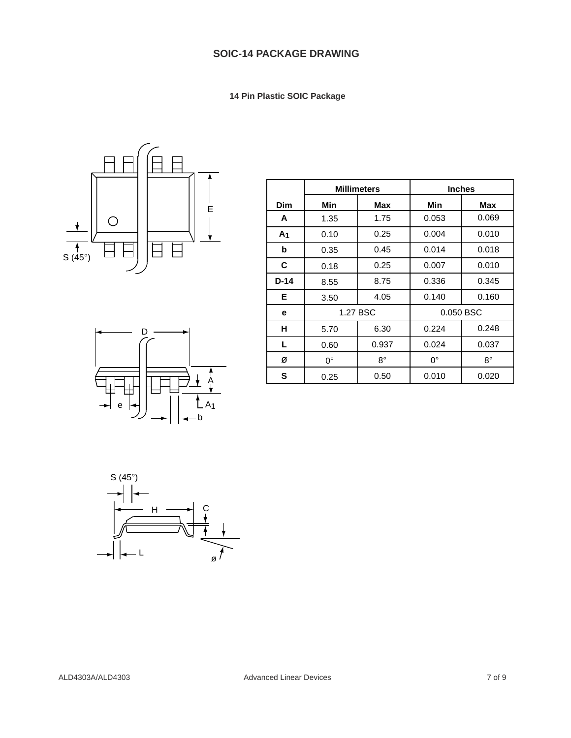# SOIC-14 PACKAGE DRAWING

### 14 Pin Plastic SOIC Package

| | Millimeters | | Inches | |
|---|---|---|---|---|
| **Dim** | **Min** | **Max** | **Min** | **Max** |
| **A** | 1.35 | 1.75 | 0.053 | 0.069 |
| **$A_1$** | 0.10 | 0.25 | 0.004 | 0.010 |
| **b** | 0.35 | 0.45 | 0.014 | 0.018 |
| **C** | 0.18 | 0.25 | 0.007 | 0.010 |
| **D-14** | 8.55 | 8.75 | 0.336 | 0.345 |
| **E** | 3.50 | 4.05 | 0.140 | 0.160 |
| **e** | 1.27 BSC | | 0.050 BSC | |
| **H** | 5.70 | 6.30 | 0.224 | 0.248 |
| **L** | 0.60 | 0.937 | 0.024 | 0.037 |
| **Ø** | 0° | 8° | 0° | 8° |
| **S** | 0.25 | 0.50 | 0.010 | 0.020 |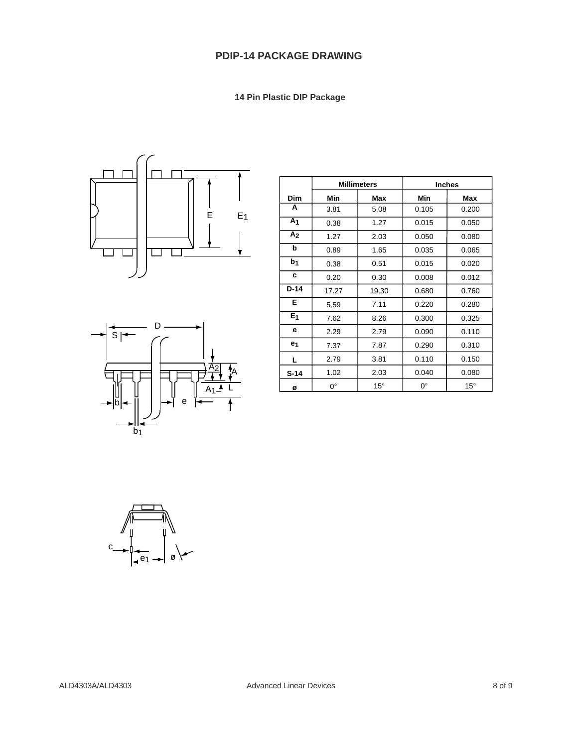# PDIP-14 PACKAGE DRAWING

### 14 Pin Plastic DIP Package

| Dim | Millimeters | | Inches | |
|---|---|---|---|---|
| | Min | Max | Min | Max |
| A | 3.81 | 5.08 | 0.105 | 0.200 |
| $A_1$ | 0.38 | 1.27 | 0.015 | 0.050 |
| $A_2$ | 1.27 | 2.03 | 0.050 | 0.080 |
| b | 0.89 | 1.65 | 0.035 | 0.065 |
| $b_1$ | 0.38 | 0.51 | 0.015 | 0.020 |
| c | 0.20 | 0.30 | 0.008 | 0.012 |
| D-14 | 17.27 | 19.30 | 0.680 | 0.760 |
| E | 5.59 | 7.11 | 0.220 | 0.280 |
| $E_1$ | 7.62 | 8.26 | 0.300 | 0.325 |
| e | 2.29 | 2.79 | 0.090 | 0.110 |
| $e_1$ | 7.37 | 7.87 | 0.290 | 0.310 |
| L | 2.79 | 3.81 | 0.110 | 0.150 |
| S-14 | 1.02 | 2.03 | 0.040 | 0.080 |
| ø | 0° | 15° | 0° | 15° |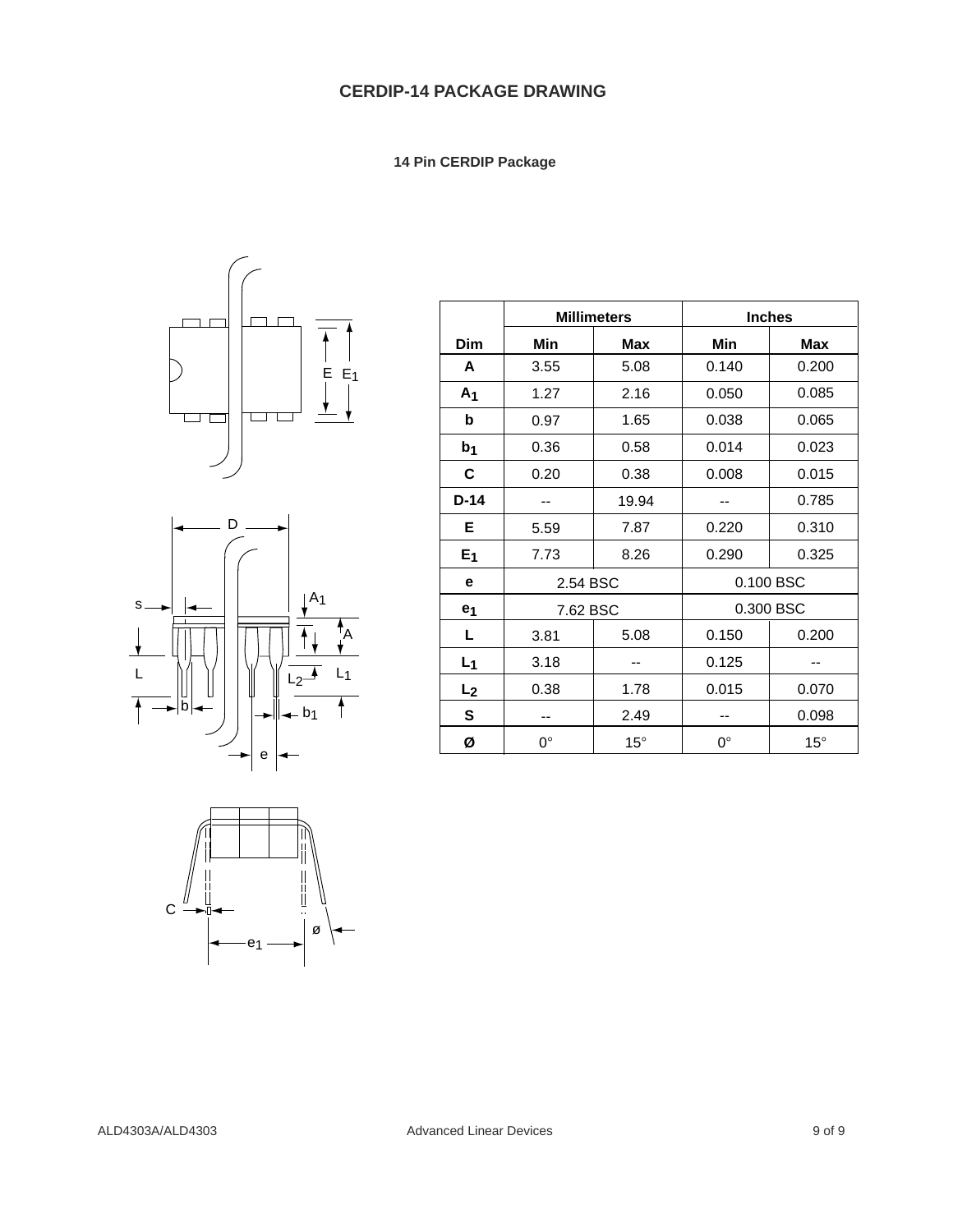# CERDIP-14 PACKAGE DRAWING

## 14 Pin CERDIP Package

| | Millimeters | | Inches | |
|---|---|---|---|---|
| Dim | Min | Max | Min | Max |
| A | 3.55 | 5.08 | 0.140 | 0.200 |
| $A_1$ | 1.27 | 2.16 | 0.050 | 0.085 |
| b | 0.97 | 1.65 | 0.038 | 0.065 |
| $b_1$ | 0.36 | 0.58 | 0.014 | 0.023 |
| C | 0.20 | 0.38 | 0.008 | 0.015 |
| D-14 | -- | 19.94 | -- | 0.785 |
| E | 5.59 | 7.87 | 0.220 | 0.310 |
| $E_1$ | 7.73 | 8.26 | 0.290 | 0.325 |
| e | 2.54 BSC | | 0.100 BSC | |
| $e_1$ | 7.62 BSC | | 0.300 BSC | |
| L | 3.81 | 5.08 | 0.150 | 0.200 |
| $L_1$ | 3.18 | -- | 0.125 | -- |
| $L_2$ | 0.38 | 1.78 | 0.015 | 0.070 |
| S | -- | 2.49 | -- | 0.098 |
| Ø | 0° | 15° | 0° | 15° |